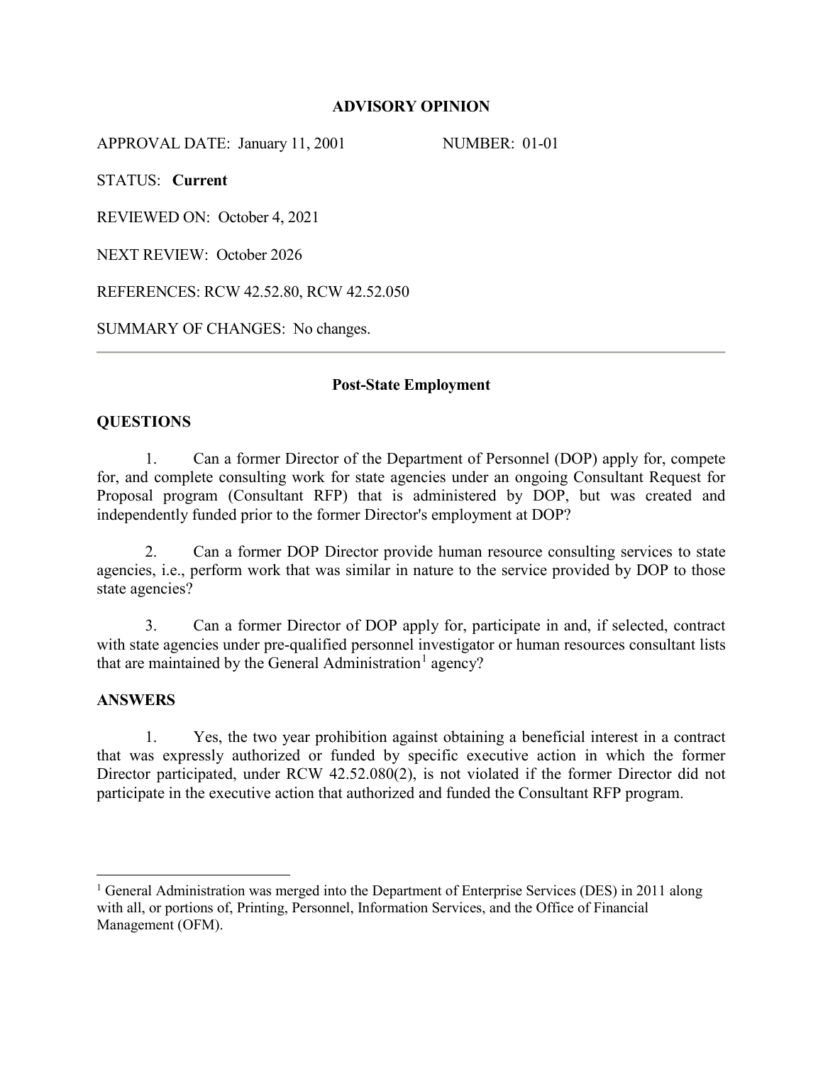# ADVISORY OPINION

APPROVAL DATE: January 11, 2001 NUMBER: 01-01

STATUS: **Current**

REVIEWED ON: October 4, 2021

NEXT REVIEW: October 2026

REFERENCES: RCW 42.52.80, RCW 42.52.050

SUMMARY OF CHANGES: No changes.

---

## Post-State Employment

### QUESTIONS

1. Can a former Director of the Department of Personnel (DOP) apply for, compete for, and complete consulting work for state agencies under an ongoing Consultant Request for Proposal program (Consultant RFP) that is administered by DOP, but was created and independently funded prior to the former Director's employment at DOP?

2. Can a former DOP Director provide human resource consulting services to state agencies, i.e., perform work that was similar in nature to the service provided by DOP to those state agencies?

3. Can a former Director of DOP apply for, participate in and, if selected, contract with state agencies under pre-qualified personnel investigator or human resources consultant lists that are maintained by the General Administration[1] agency?

### ANSWERS

1. Yes, the two year prohibition against obtaining a beneficial interest in a contract that was expressly authorized or funded by specific executive action in which the former Director participated, under RCW 42.52.080(2), is not violated if the former Director did not participate in the executive action that authorized and funded the Consultant RFP program.

---

[1] General Administration was merged into the Department of Enterprise Services (DES) in 2011 along with all, or portions of, Printing, Personnel, Information Services, and the Office of Financial Management (OFM).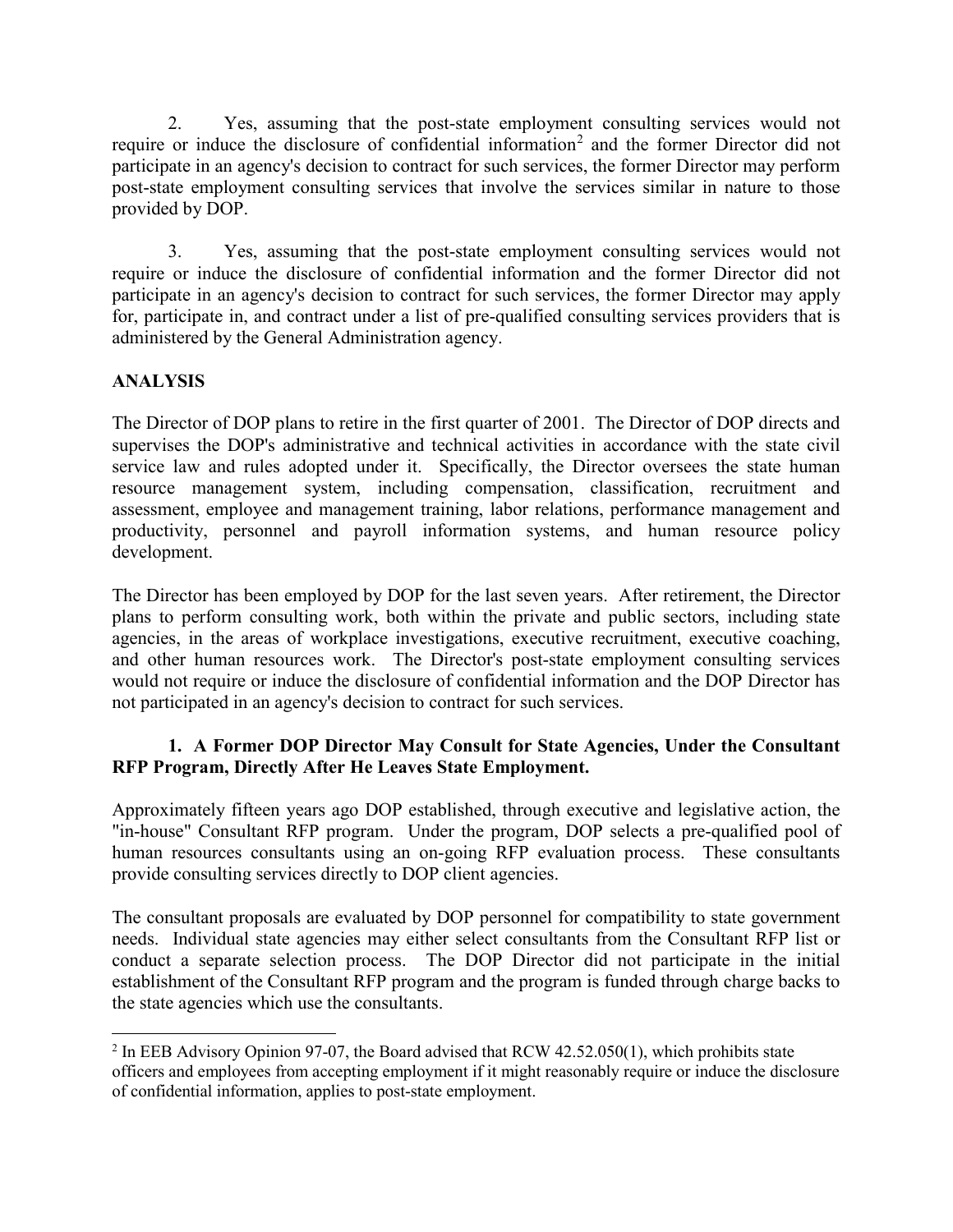2. Yes, assuming that the post-state employment consulting services would not require or induce the disclosure of confidential information[2] and the former Director did not participate in an agency's decision to contract for such services, the former Director may perform post-state employment consulting services that involve the services similar in nature to those provided by DOP.

3. Yes, assuming that the post-state employment consulting services would not require or induce the disclosure of confidential information and the former Director did not participate in an agency's decision to contract for such services, the former Director may apply for, participate in, and contract under a list of pre-qualified consulting services providers that is administered by the General Administration agency.

## ANALYSIS

The Director of DOP plans to retire in the first quarter of 2001. The Director of DOP directs and supervises the DOP's administrative and technical activities in accordance with the state civil service law and rules adopted under it. Specifically, the Director oversees the state human resource management system, including compensation, classification, recruitment and assessment, employee and management training, labor relations, performance management and productivity, personnel and payroll information systems, and human resource policy development.

The Director has been employed by DOP for the last seven years. After retirement, the Director plans to perform consulting work, both within the private and public sectors, including state agencies, in the areas of workplace investigations, executive recruitment, executive coaching, and other human resources work. The Director's post-state employment consulting services would not require or induce the disclosure of confidential information and the DOP Director has not participated in an agency's decision to contract for such services.

### 1. A Former DOP Director May Consult for State Agencies, Under the Consultant RFP Program, Directly After He Leaves State Employment.

Approximately fifteen years ago DOP established, through executive and legislative action, the "in-house" Consultant RFP program. Under the program, DOP selects a pre-qualified pool of human resources consultants using an on-going RFP evaluation process. These consultants provide consulting services directly to DOP client agencies.

The consultant proposals are evaluated by DOP personnel for compatibility to state government needs. Individual state agencies may either select consultants from the Consultant RFP list or conduct a separate selection process. The DOP Director did not participate in the initial establishment of the Consultant RFP program and the program is funded through charge backs to the state agencies which use the consultants.

---

[2] In EEB Advisory Opinion 97-07, the Board advised that RCW 42.52.050(1), which prohibits state officers and employees from accepting employment if it might reasonably require or induce the disclosure of confidential information, applies to post-state employment.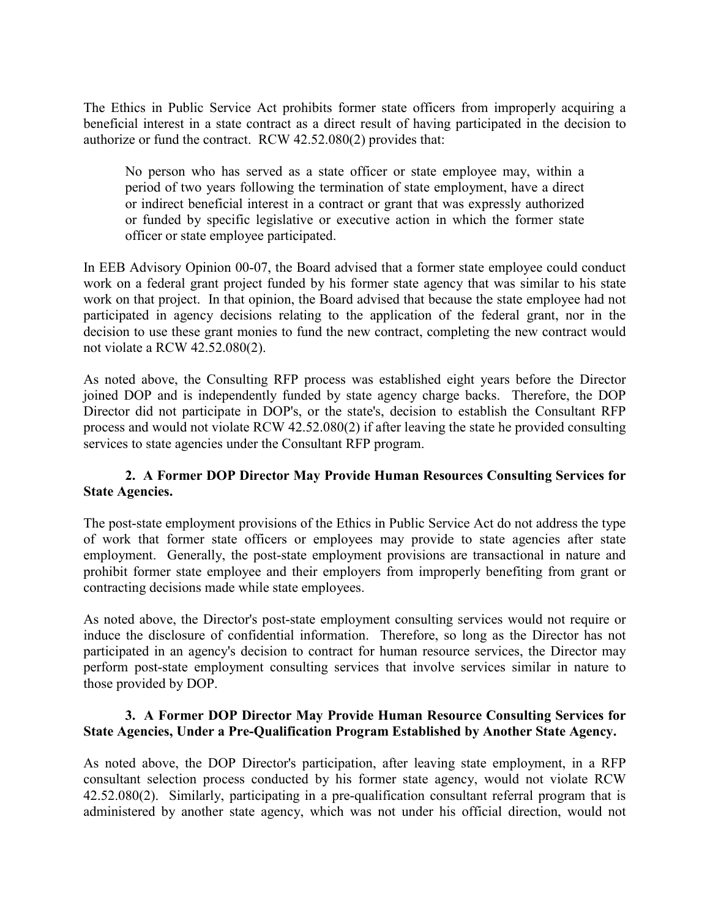The Ethics in Public Service Act prohibits former state officers from improperly acquiring a beneficial interest in a state contract as a direct result of having participated in the decision to authorize or fund the contract. RCW 42.52.080(2) provides that:

> No person who has served as a state officer or state employee may, within a period of two years following the termination of state employment, have a direct or indirect beneficial interest in a contract or grant that was expressly authorized or funded by specific legislative or executive action in which the former state officer or state employee participated.

In EEB Advisory Opinion 00-07, the Board advised that a former state employee could conduct work on a federal grant project funded by his former state agency that was similar to his state work on that project. In that opinion, the Board advised that because the state employee had not participated in agency decisions relating to the application of the federal grant, nor in the decision to use these grant monies to fund the new contract, completing the new contract would not violate a RCW 42.52.080(2).

As noted above, the Consulting RFP process was established eight years before the Director joined DOP and is independently funded by state agency charge backs. Therefore, the DOP Director did not participate in DOP's, or the state's, decision to establish the Consultant RFP process and would not violate RCW 42.52.080(2) if after leaving the state he provided consulting services to state agencies under the Consultant RFP program.

**2. A Former DOP Director May Provide Human Resources Consulting Services for State Agencies.**

The post-state employment provisions of the Ethics in Public Service Act do not address the type of work that former state officers or employees may provide to state agencies after state employment. Generally, the post-state employment provisions are transactional in nature and prohibit former state employee and their employers from improperly benefiting from grant or contracting decisions made while state employees.

As noted above, the Director's post-state employment consulting services would not require or induce the disclosure of confidential information. Therefore, so long as the Director has not participated in an agency's decision to contract for human resource services, the Director may perform post-state employment consulting services that involve services similar in nature to those provided by DOP.

**3. A Former DOP Director May Provide Human Resource Consulting Services for State Agencies, Under a Pre-Qualification Program Established by Another State Agency.**

As noted above, the DOP Director's participation, after leaving state employment, in a RFP consultant selection process conducted by his former state agency, would not violate RCW 42.52.080(2). Similarly, participating in a pre-qualification consultant referral program that is administered by another state agency, which was not under his official direction, would not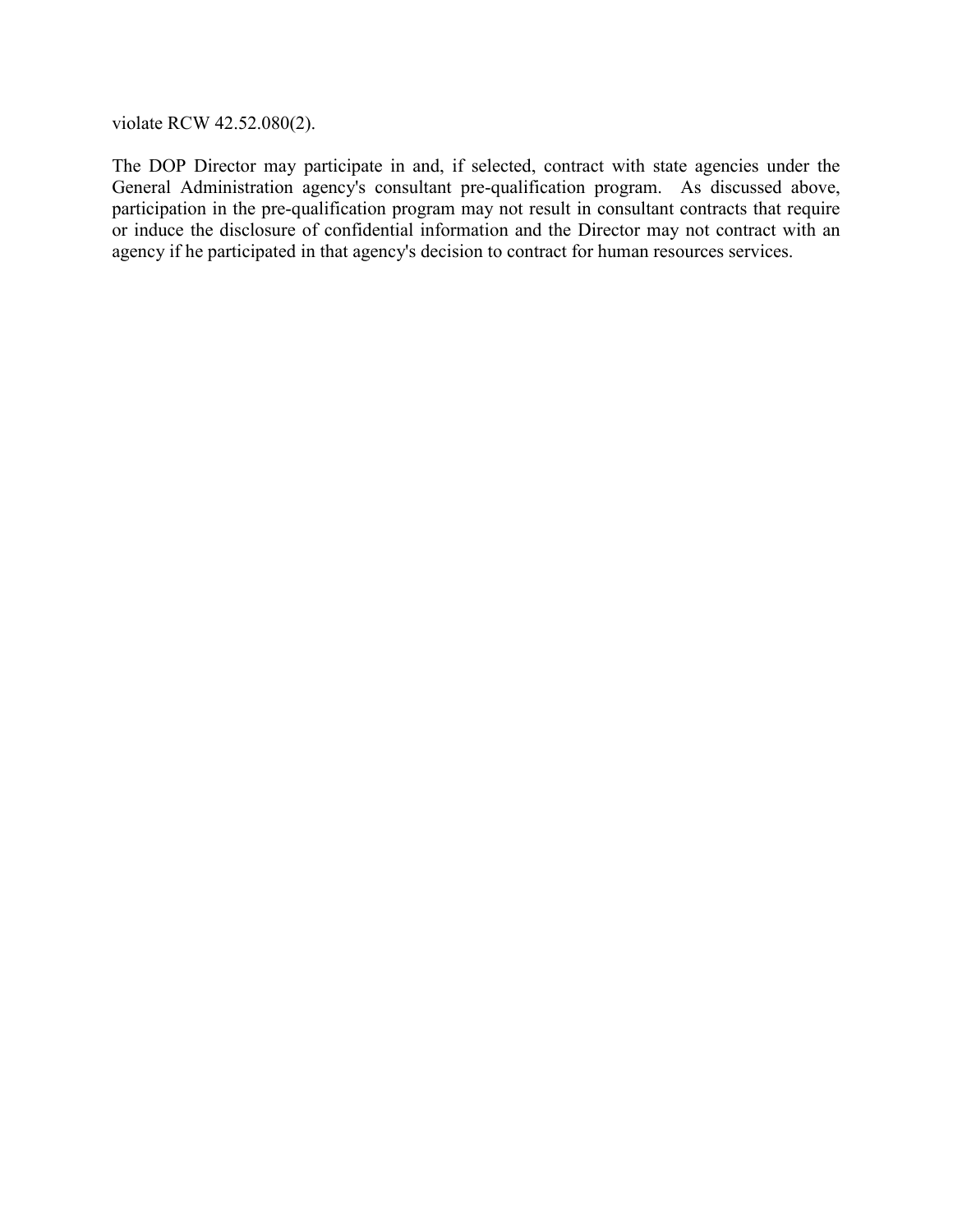violate RCW 42.52.080(2).

The DOP Director may participate in and, if selected, contract with state agencies under the General Administration agency's consultant pre-qualification program. As discussed above, participation in the pre-qualification program may not result in consultant contracts that require or induce the disclosure of confidential information and the Director may not contract with an agency if he participated in that agency's decision to contract for human resources services.